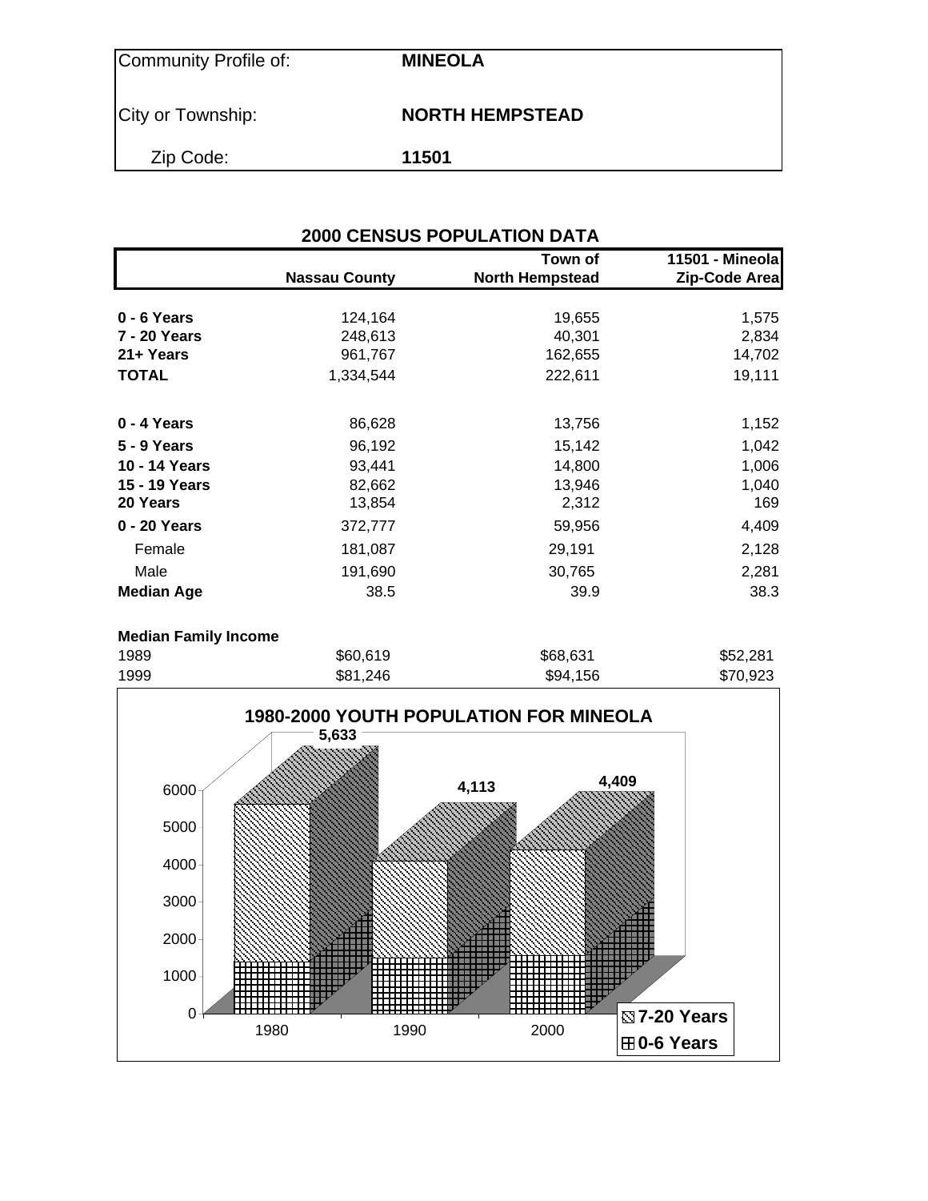| Community Profile of: | **MINEOLA** |
|---|---|
| City or Township: | **NORTH HEMPSTEAD** |
| Zip Code: | **11501** |

## 2000 CENSUS POPULATION DATA

| | Nassau County | Town of North Hempstead | 11501 - Mineola Zip-Code Area |
|---|---|---|---|
| **0 - 6 Years** | 124,164 | 19,655 | 1,575 |
| **7 - 20 Years** | 248,613 | 40,301 | 2,834 |
| **21+ Years** | 961,767 | 162,655 | 14,702 |
| **TOTAL** | 1,334,544 | 222,611 | 19,111 |
| | | | |
| **0 - 4 Years** | 86,628 | 13,756 | 1,152 |
| **5 - 9 Years** | 96,192 | 15,142 | 1,042 |
| **10 - 14 Years** | 93,441 | 14,800 | 1,006 |
| **15 - 19 Years** | 82,662 | 13,946 | 1,040 |
| **20 Years** | 13,854 | 2,312 | 169 |
| **0 - 20 Years** | 372,777 | 59,956 | 4,409 |
| Female | 181,087 | 29,191 | 2,128 |
| Male | 191,690 | 30,765 | 2,281 |
| **Median Age** | 38.5 | 39.9 | 38.3 |
| | | | |
| **Median Family Income** | | | |
| 1989 | $60,619 | $68,631 | $52,281 |
| 1999 | $81,246 | $94,156 | $70,923 |

**1980-2000 YOUTH POPULATION FOR MINEOLA**

| Year | Total (0-20 Years) |
|---|---|
| 1980 | 5,633 |
| 1990 | 4,113 |
| 2000 | 4,409 |

Legend: 7-20 Years; 0-6 Years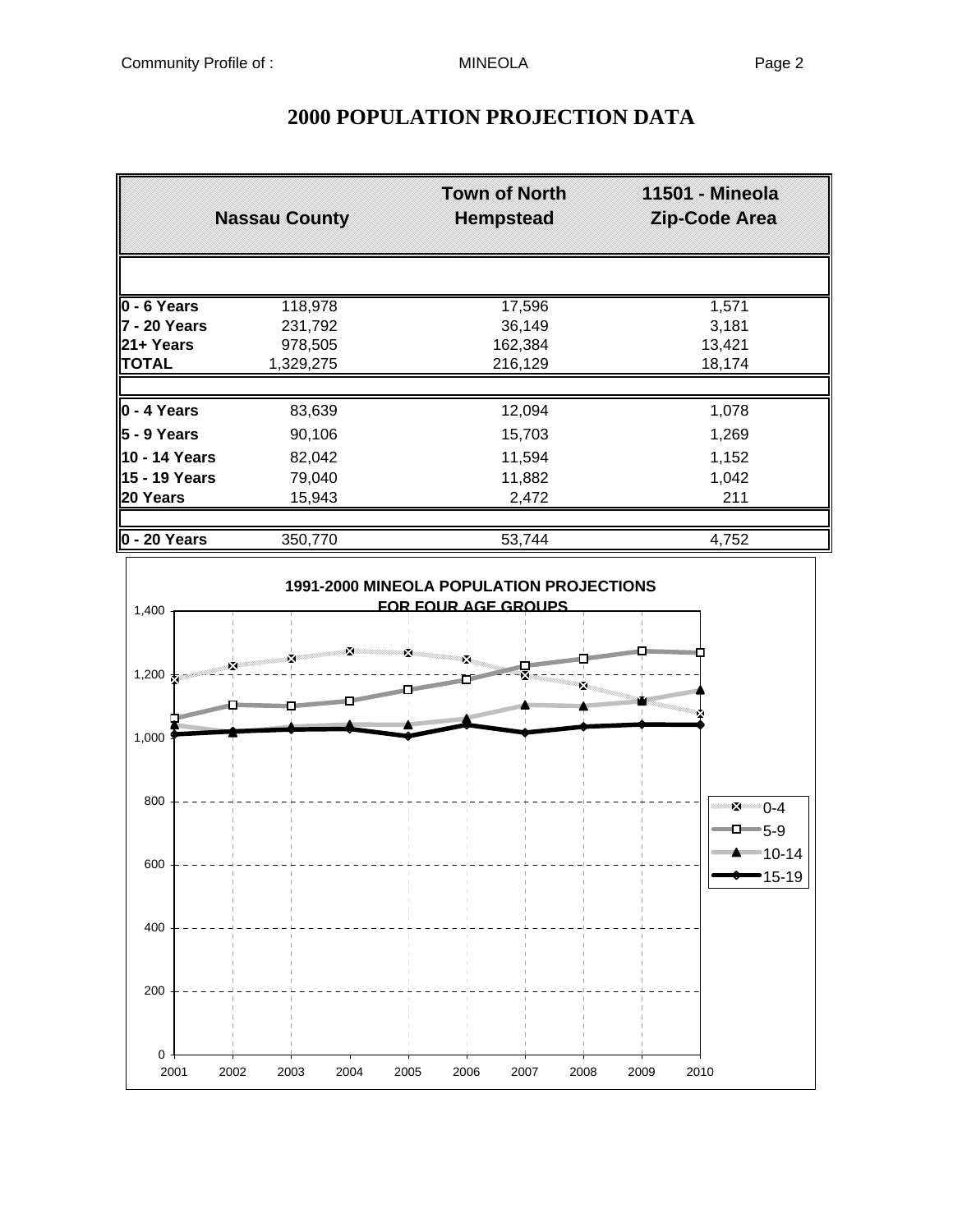# 2000 POPULATION PROJECTION DATA

| | Nassau County | Town of North Hempstead | 11501 - Mineola Zip-Code Area |
|---|---|---|---|
| **0 - 6 Years** | 118,978 | 17,596 | 1,571 |
| **7 - 20 Years** | 231,792 | 36,149 | 3,181 |
| **21+ Years** | 978,505 | 162,384 | 13,421 |
| **TOTAL** | 1,329,275 | 216,129 | 18,174 |
| | | | |
| **0 - 4 Years** | 83,639 | 12,094 | 1,078 |
| **5 - 9 Years** | 90,106 | 15,703 | 1,269 |
| **10 - 14 Years** | 82,042 | 11,594 | 1,152 |
| **15 - 19 Years** | 79,040 | 11,882 | 1,042 |
| **20 Years** | 15,943 | 2,472 | 211 |
| | | | |
| **0 - 20 Years** | 350,770 | 53,744 | 4,752 |

**1991-2000 MINEOLA POPULATION PROJECTIONS FOR FOUR AGE GROUPS**

Legend: 0-4, 5-9, 10-14, 15-19

Y-axis: 0, 200, 400, 600, 800, 1,000, 1,200, 1,400

X-axis: 2001, 2002, 2003, 2004, 2005, 2006, 2007, 2008, 2009, 2010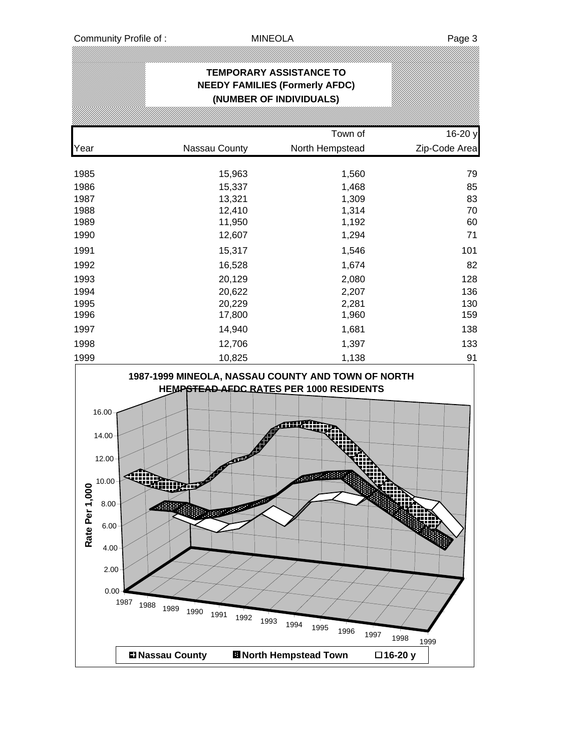# TEMPORARY ASSISTANCE TO NEEDY FAMILIES (Formerly AFDC) (NUMBER OF INDIVIDUALS)

| Year | Nassau County | Town of North Hempstead | 16-20 y Zip-Code Area |
|---|---|---|---|
| 1985 | 15,963 | 1,560 | 79 |
| 1986 | 15,337 | 1,468 | 85 |
| 1987 | 13,321 | 1,309 | 83 |
| 1988 | 12,410 | 1,314 | 70 |
| 1989 | 11,950 | 1,192 | 60 |
| 1990 | 12,607 | 1,294 | 71 |
| 1991 | 15,317 | 1,546 | 101 |
| 1992 | 16,528 | 1,674 | 82 |
| 1993 | 20,129 | 2,080 | 128 |
| 1994 | 20,622 | 2,207 | 136 |
| 1995 | 20,229 | 2,281 | 130 |
| 1996 | 17,800 | 1,960 | 159 |
| 1997 | 14,940 | 1,681 | 138 |
| 1998 | 12,706 | 1,397 | 133 |
| 1999 | 10,825 | 1,138 | 91 |

**1987-1999 MINEOLA, NASSAU COUNTY AND TOWN OF NORTH HEMPSTEAD AFDC RATES PER 1000 RESIDENTS**

Rate Per 1,000

Legend: Nassau County, North Hempstead Town, 16-20 y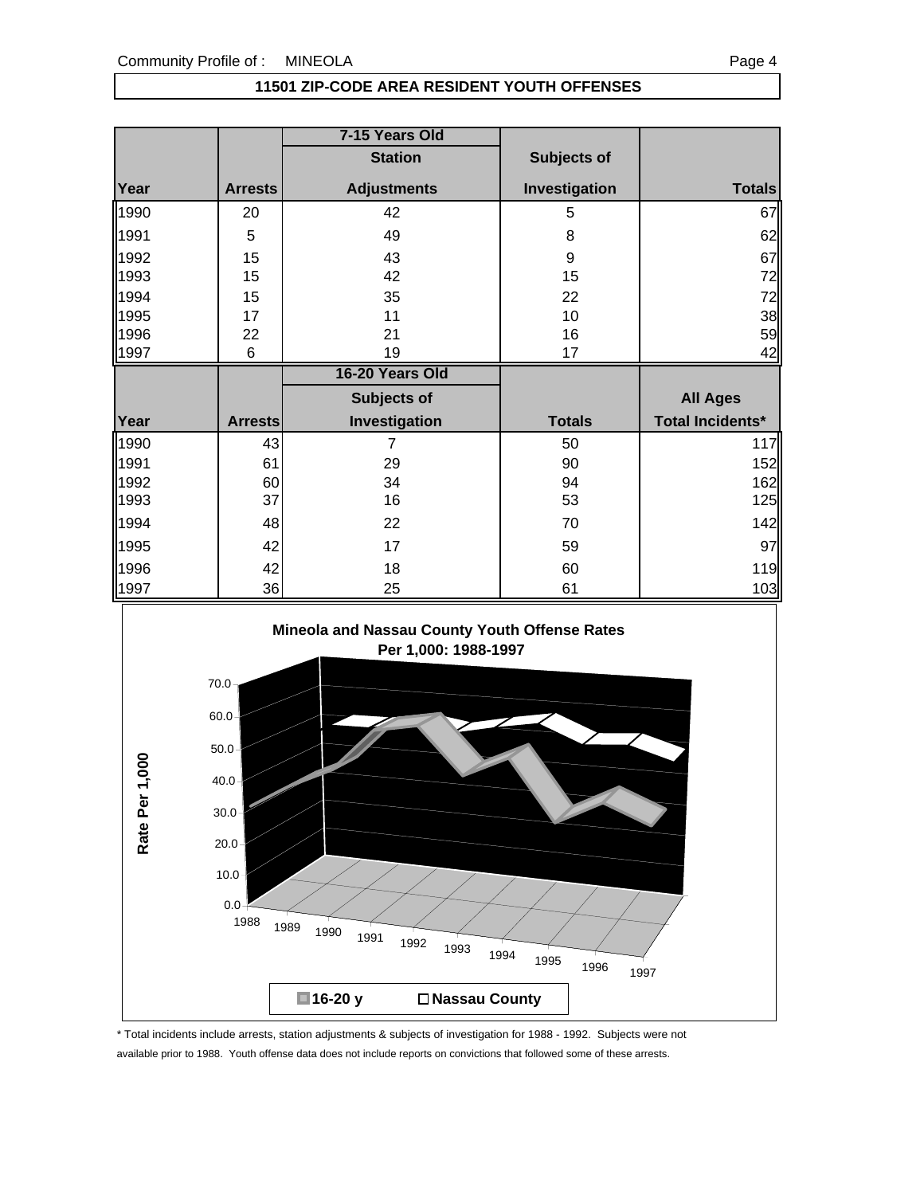## 11501 ZIP-CODE AREA RESIDENT YOUTH OFFENSES

| | | 7-15 Years Old | | |
|---|---|---|---|---|
| | | Station | Subjects of | |
| Year | Arrests | Adjustments | Investigation | Totals |
| 1990 | 20 | 42 | 5 | 67 |
| 1991 | 5 | 49 | 8 | 62 |
| 1992 | 15 | 43 | 9 | 67 |
| 1993 | 15 | 42 | 15 | 72 |
| 1994 | 15 | 35 | 22 | 72 |
| 1995 | 17 | 11 | 10 | 38 |
| 1996 | 22 | 21 | 16 | 59 |
| 1997 | 6 | 19 | 17 | 42 |

| | | 16-20 Years Old | | |
|---|---|---|---|---|
| | | Subjects of | | All Ages |
| Year | Arrests | Investigation | Totals | Total Incidents* |
| 1990 | 43 | 7 | 50 | 117 |
| 1991 | 61 | 29 | 90 | 152 |
| 1992 | 60 | 34 | 94 | 162 |
| 1993 | 37 | 16 | 53 | 125 |
| 1994 | 48 | 22 | 70 | 142 |
| 1995 | 42 | 17 | 59 | 97 |
| 1996 | 42 | 18 | 60 | 119 |
| 1997 | 36 | 25 | 61 | 103 |

**Mineola and Nassau County Youth Offense Rates Per 1,000: 1988-1997**

Rate Per 1,000

70.0
60.0
50.0
40.0
30.0
20.0
10.0
0.0

1988 1989 1990 1991 1992 1993 1994 1995 1996 1997

16-20 y | Nassau County

\* Total incidents include arrests, station adjustments & subjects of investigation for 1988 - 1992. Subjects were not available prior to 1988. Youth offense data does not include reports on convictions that followed some of these arrests.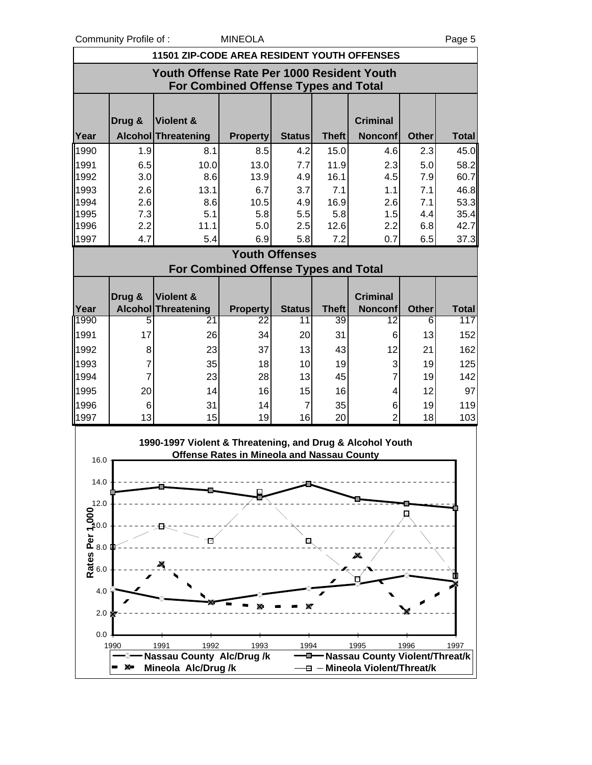## 11501 ZIP-CODE AREA RESIDENT YOUTH OFFENSES

### Youth Offense Rate Per 1000 Resident Youth For Combined Offense Types and Total

| Year | Drug & Alcohol | Violent & Threatening | Property | Status | Theft | Criminal Nonconf | Other | Total |
|---|---|---|---|---|---|---|---|---|
| 1990 | 1.9 | 8.1 | 8.5 | 4.2 | 15.0 | 4.6 | 2.3 | 45.0 |
| 1991 | 6.5 | 10.0 | 13.0 | 7.7 | 11.9 | 2.3 | 5.0 | 58.2 |
| 1992 | 3.0 | 8.6 | 13.9 | 4.9 | 16.1 | 4.5 | 7.9 | 60.7 |
| 1993 | 2.6 | 13.1 | 6.7 | 3.7 | 7.1 | 1.1 | 7.1 | 46.8 |
| 1994 | 2.6 | 8.6 | 10.5 | 4.9 | 16.9 | 2.6 | 7.1 | 53.3 |
| 1995 | 7.3 | 5.1 | 5.8 | 5.5 | 5.8 | 1.5 | 4.4 | 35.4 |
| 1996 | 2.2 | 11.1 | 5.0 | 2.5 | 12.6 | 2.2 | 6.8 | 42.7 |
| 1997 | 4.7 | 5.4 | 6.9 | 5.8 | 7.2 | 0.7 | 6.5 | 37.3 |

### Youth Offenses For Combined Offense Types and Total

| Year | Drug & Alcohol | Violent & Threatening | Property | Status | Theft | Criminal Nonconf | Other | Total |
|---|---|---|---|---|---|---|---|---|
| 1990 | 5 | 21 | 22 | 11 | 39 | 12 | 6 | 117 |
| 1991 | 17 | 26 | 34 | 20 | 31 | 6 | 13 | 152 |
| 1992 | 8 | 23 | 37 | 13 | 43 | 12 | 21 | 162 |
| 1993 | 7 | 35 | 18 | 10 | 19 | 3 | 19 | 125 |
| 1994 | 7 | 23 | 28 | 13 | 45 | 7 | 19 | 142 |
| 1995 | 20 | 14 | 16 | 15 | 16 | 4 | 12 | 97 |
| 1996 | 6 | 31 | 14 | 7 | 35 | 6 | 19 | 119 |
| 1997 | 13 | 15 | 19 | 16 | 20 | 2 | 18 | 103 |

**1990-1997 Violent & Threatening, and Drug & Alcohol Youth Offense Rates in Mineola and Nassau County**

Legend: Nassau County Alc/Drug /k; Nassau County Violent/Threat/k; Mineola Alc/Drug /k; Mineola Violent/Threat/k

Y-axis: Rates Per 1,000 (0.0–16.0); X-axis: 1990–1997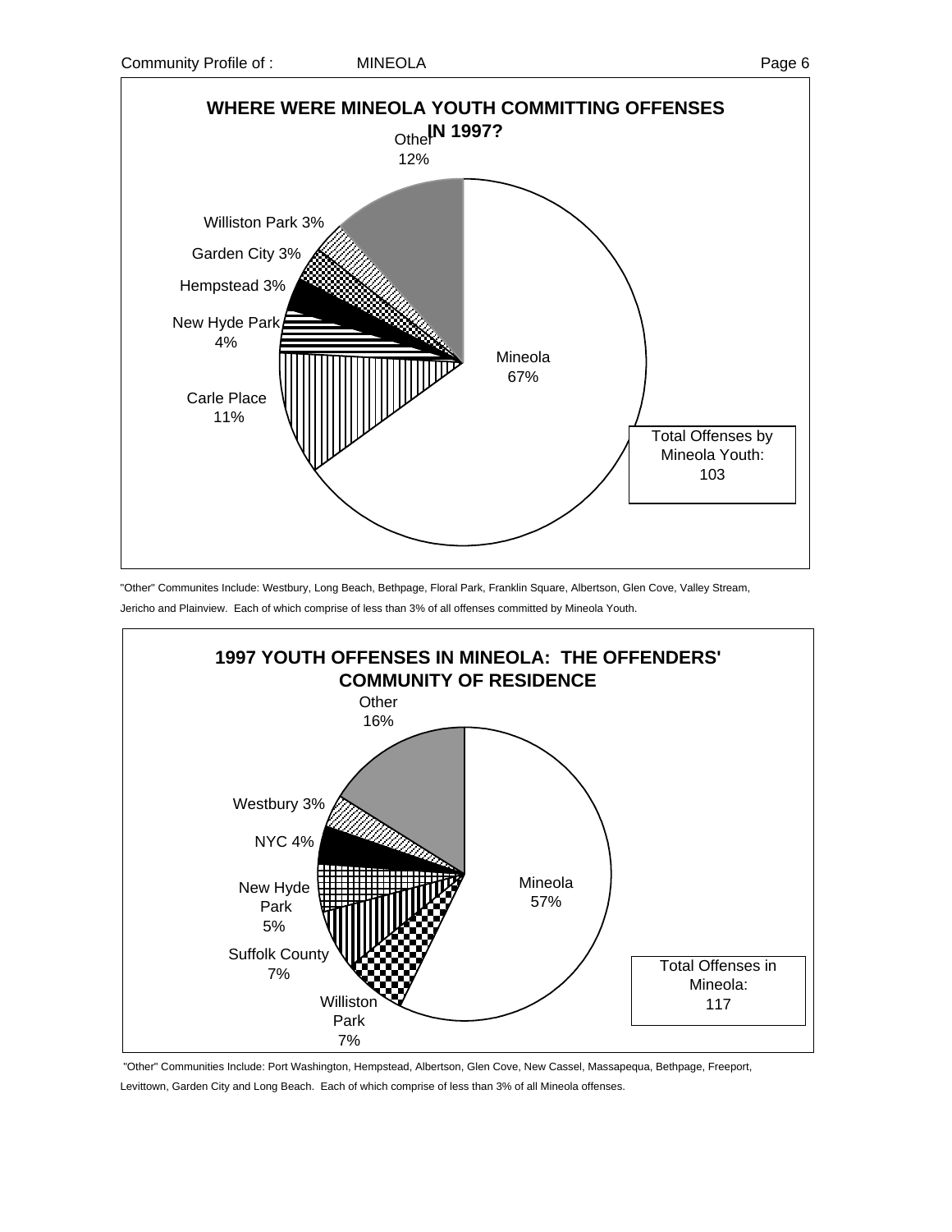## WHERE WERE MINEOLA YOUTH COMMITTING OFFENSES IN 1997?

| Community | Percent |
|---|---|
| Mineola | 67% |
| Carle Place | 11% |
| New Hyde Park | 4% |
| Hempstead | 3% |
| Garden City | 3% |
| Williston Park | 3% |
| Other | 12% |

Total Offenses by Mineola Youth: 103

"Other" Communites Include: Westbury, Long Beach, Bethpage, Floral Park, Franklin Square, Albertson, Glen Cove, Valley Stream, Jericho and Plainview. Each of which comprise of less than 3% of all offenses committed by Mineola Youth.

## 1997 YOUTH OFFENSES IN MINEOLA: THE OFFENDERS' COMMUNITY OF RESIDENCE

| Community | Percent |
|---|---|
| Mineola | 57% |
| Williston Park | 7% |
| Suffolk County | 7% |
| New Hyde Park | 5% |
| NYC | 4% |
| Westbury | 3% |
| Other | 16% |

Total Offenses in Mineola: 117

"Other" Communities Include: Port Washington, Hempstead, Albertson, Glen Cove, New Cassel, Massapequa, Bethpage, Freeport, Levittown, Garden City and Long Beach. Each of which comprise of less than 3% of all Mineola offenses.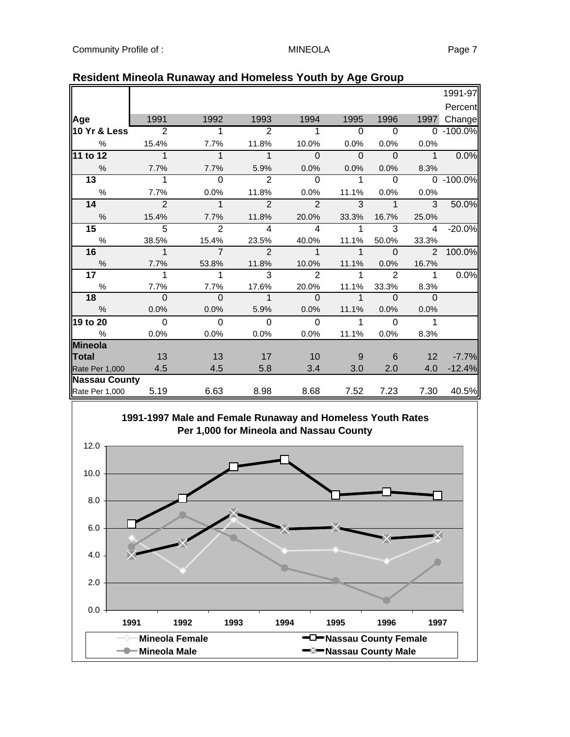## Resident Mineola Runaway and Homeless Youth by Age Group

| Age | 1991 | 1992 | 1993 | 1994 | 1995 | 1996 | 1997 | 1991-97 Percent Change |
|---|---|---|---|---|---|---|---|---|
| **10 Yr & Less** | 2 | 1 | 2 | 1 | 0 | 0 | 0 | -100.0% |
| % | 15.4% | 7.7% | 11.8% | 10.0% | 0.0% | 0.0% | 0.0% | |
| **11 to 12** | 1 | 1 | 1 | 0 | 0 | 0 | 1 | 0.0% |
| % | 7.7% | 7.7% | 5.9% | 0.0% | 0.0% | 0.0% | 8.3% | |
| **13** | 1 | 0 | 2 | 0 | 1 | 0 | 0 | -100.0% |
| % | 7.7% | 0.0% | 11.8% | 0.0% | 11.1% | 0.0% | 0.0% | |
| **14** | 2 | 1 | 2 | 2 | 3 | 1 | 3 | 50.0% |
| % | 15.4% | 7.7% | 11.8% | 20.0% | 33.3% | 16.7% | 25.0% | |
| **15** | 5 | 2 | 4 | 4 | 1 | 3 | 4 | -20.0% |
| % | 38.5% | 15.4% | 23.5% | 40.0% | 11.1% | 50.0% | 33.3% | |
| **16** | 1 | 7 | 2 | 1 | 1 | 0 | 2 | 100.0% |
| % | 7.7% | 53.8% | 11.8% | 10.0% | 11.1% | 0.0% | 16.7% | |
| **17** | 1 | 1 | 3 | 2 | 1 | 2 | 1 | 0.0% |
| % | 7.7% | 7.7% | 17.6% | 20.0% | 11.1% | 33.3% | 8.3% | |
| **18** | 0 | 0 | 1 | 0 | 1 | 0 | 0 | |
| % | 0.0% | 0.0% | 5.9% | 0.0% | 11.1% | 0.0% | 0.0% | |
| **19 to 20** | 0 | 0 | 0 | 0 | 1 | 0 | 1 | |
| % | 0.0% | 0.0% | 0.0% | 0.0% | 11.1% | 0.0% | 8.3% | |
| **Mineola Total** | 13 | 13 | 17 | 10 | 9 | 6 | 12 | -7.7% |
| Rate Per 1,000 | 4.5 | 4.5 | 5.8 | 3.4 | 3.0 | 2.0 | 4.0 | -12.4% |
| **Nassau County** Rate Per 1,000 | 5.19 | 6.63 | 8.98 | 8.68 | 7.52 | 7.23 | 7.30 | 40.5% |

**1991-1997 Male and Female Runaway and Homeless Youth Rates Per 1,000 for Mineola and Nassau County**

Legend: Mineola Female; Mineola Male; Nassau County Female; Nassau County Male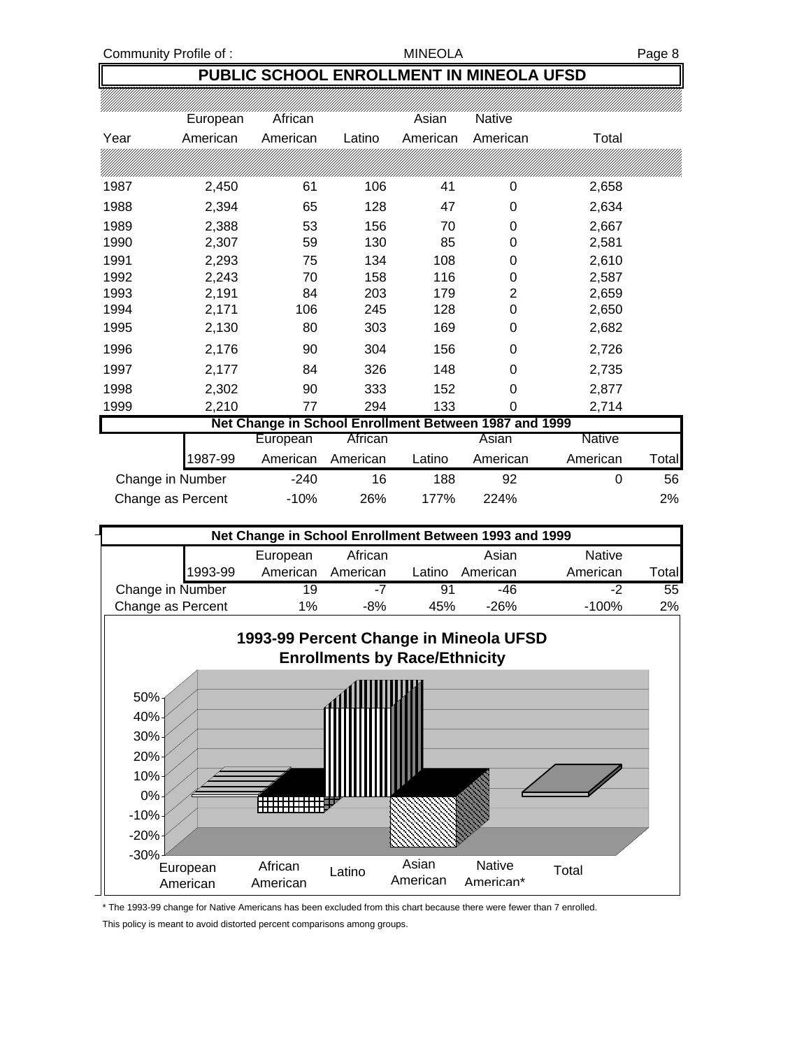# PUBLIC SCHOOL ENROLLMENT IN MINEOLA UFSD

| Year | European American | African American | Latino | Asian American | Native American | Total |
|---|---|---|---|---|---|---|
| 1987 | 2,450 | 61 | 106 | 41 | 0 | 2,658 |
| 1988 | 2,394 | 65 | 128 | 47 | 0 | 2,634 |
| 1989 | 2,388 | 53 | 156 | 70 | 0 | 2,667 |
| 1990 | 2,307 | 59 | 130 | 85 | 0 | 2,581 |
| 1991 | 2,293 | 75 | 134 | 108 | 0 | 2,610 |
| 1992 | 2,243 | 70 | 158 | 116 | 0 | 2,587 |
| 1993 | 2,191 | 84 | 203 | 179 | 2 | 2,659 |
| 1994 | 2,171 | 106 | 245 | 128 | 0 | 2,650 |
| 1995 | 2,130 | 80 | 303 | 169 | 0 | 2,682 |
| 1996 | 2,176 | 90 | 304 | 156 | 0 | 2,726 |
| 1997 | 2,177 | 84 | 326 | 148 | 0 | 2,735 |
| 1998 | 2,302 | 90 | 333 | 152 | 0 | 2,877 |
| 1999 | 2,210 | 77 | 294 | 133 | 0 | 2,714 |

**Net Change in School Enrollment Between 1987 and 1999**

| 1987-99 | European American | African American | Latino | Asian American | Native American | Total |
|---|---|---|---|---|---|---|
| Change in Number | -240 | 16 | 188 | 92 | 0 | 56 |
| Change as Percent | -10% | 26% | 177% | 224% | | 2% |

**Net Change in School Enrollment Between 1993 and 1999**

| 1993-99 | European American | African American | Latino | Asian American | Native American | Total |
|---|---|---|---|---|---|---|
| Change in Number | 19 | -7 | 91 | -46 | -2 | 55 |
| Change as Percent | 1% | -8% | 45% | -26% | -100% | 2% |

**1993-99 Percent Change in Mineola UFSD Enrollments by Race/Ethnicity**

\* The 1993-99 change for Native Americans has been excluded from this chart because there were fewer than 7 enrolled.

This policy is meant to avoid distorted percent comparisons among groups.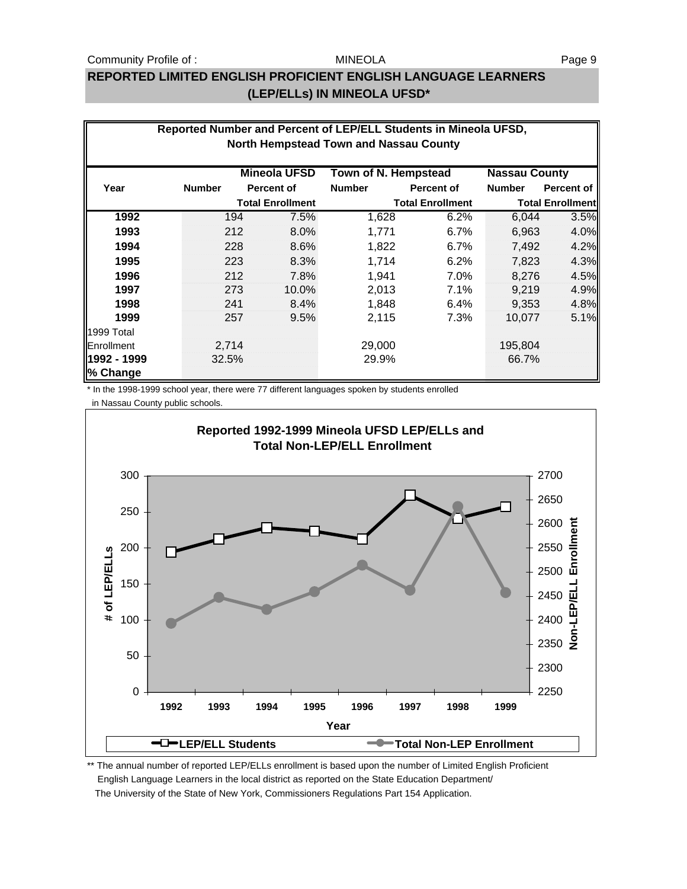## REPORTED LIMITED ENGLISH PROFICIENT ENGLISH LANGUAGE LEARNERS (LEP/ELLs) IN MINEOLA UFSD*

**Reported Number and Percent of LEP/ELL Students in Mineola UFSD, North Hempstead Town and Nassau County**

| Year | Mineola UFSD Number | Mineola UFSD Percent of Total Enrollment | Town of N. Hempstead Number | Town of N. Hempstead Percent of Total Enrollment | Nassau County Number | Nassau County Percent of Total Enrollment |
|---|---|---|---|---|---|---|
| **1992** | 194 | 7.5% | 1,628 | 6.2% | 6,044 | 3.5% |
| **1993** | 212 | 8.0% | 1,771 | 6.7% | 6,963 | 4.0% |
| **1994** | 228 | 8.6% | 1,822 | 6.7% | 7,492 | 4.2% |
| **1995** | 223 | 8.3% | 1,714 | 6.2% | 7,823 | 4.3% |
| **1996** | 212 | 7.8% | 1,941 | 7.0% | 8,276 | 4.5% |
| **1997** | 273 | 10.0% | 2,013 | 7.1% | 9,219 | 4.9% |
| **1998** | 241 | 8.4% | 1,848 | 6.4% | 9,353 | 4.8% |
| **1999** | 257 | 9.5% | 2,115 | 7.3% | 10,077 | 5.1% |
| 1999 Total Enrollment | 2,714 | | 29,000 | | 195,804 | |
| **1992 - 1999 % Change** | 32.5% | | 29.9% | | 66.7% | |

* In the 1998-1999 school year, there were 77 different languages spoken by students enrolled in Nassau County public schools.

**Reported 1992-1999 Mineola UFSD LEP/ELLs and Total Non-LEP/ELL Enrollment**

** The annual number of reported LEP/ELLs enrollment is based upon the number of Limited English Proficient English Language Learners in the local district as reported on the State Education Department/ The University of the State of New York, Commissioners Regulations Part 154 Application.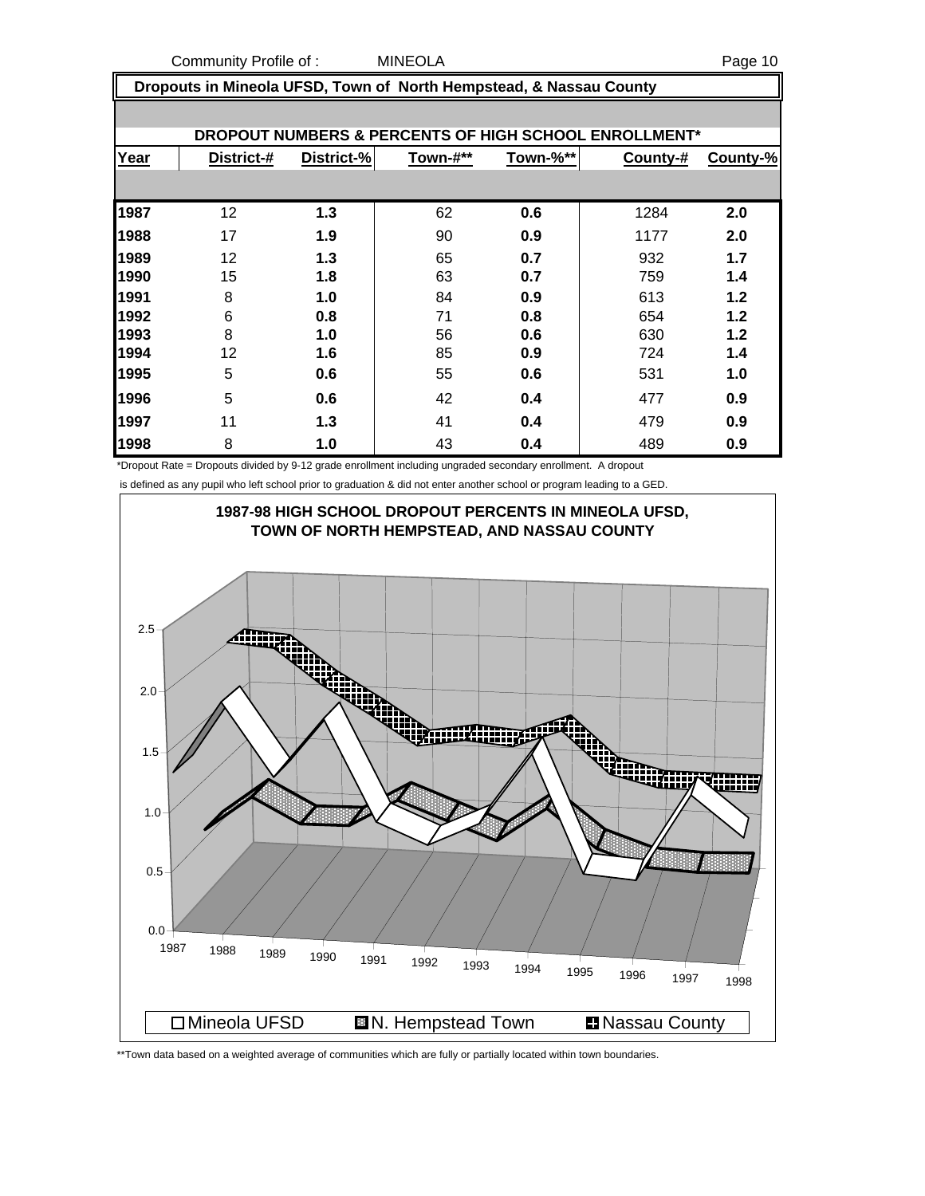## Dropouts in Mineola UFSD, Town of North Hempstead, & Nassau County

### DROPOUT NUMBERS & PERCENTS OF HIGH SCHOOL ENROLLMENT*

| Year | District-# | District-% | Town-#** | Town-%** | County-# | County-% |
|---|---|---|---|---|---|---|
| 1987 | 12 | **1.3** | 62 | **0.6** | 1284 | **2.0** |
| 1988 | 17 | **1.9** | 90 | **0.9** | 1177 | **2.0** |
| 1989 | 12 | **1.3** | 65 | **0.7** | 932 | **1.7** |
| 1990 | 15 | **1.8** | 63 | **0.7** | 759 | **1.4** |
| 1991 | 8 | **1.0** | 84 | **0.9** | 613 | **1.2** |
| 1992 | 6 | **0.8** | 71 | **0.8** | 654 | **1.2** |
| 1993 | 8 | **1.0** | 56 | **0.6** | 630 | **1.2** |
| 1994 | 12 | **1.6** | 85 | **0.9** | 724 | **1.4** |
| 1995 | 5 | **0.6** | 55 | **0.6** | 531 | **1.0** |
| 1996 | 5 | **0.6** | 42 | **0.4** | 477 | **0.9** |
| 1997 | 11 | **1.3** | 41 | **0.4** | 479 | **0.9** |
| 1998 | 8 | **1.0** | 43 | **0.4** | 489 | **0.9** |

*Dropout Rate = Dropouts divided by 9-12 grade enrollment including ungraded secondary enrollment. A dropout is defined as any pupil who left school prior to graduation & did not enter another school or program leading to a GED.

**1987-98 HIGH SCHOOL DROPOUT PERCENTS IN MINEOLA UFSD, TOWN OF NORTH HEMPSTEAD, AND NASSAU COUNTY**

□ Mineola UFSD ▪ N. Hempstead Town ▪ Nassau County

**Town data based on a weighted average of communities which are fully or partially located within town boundaries.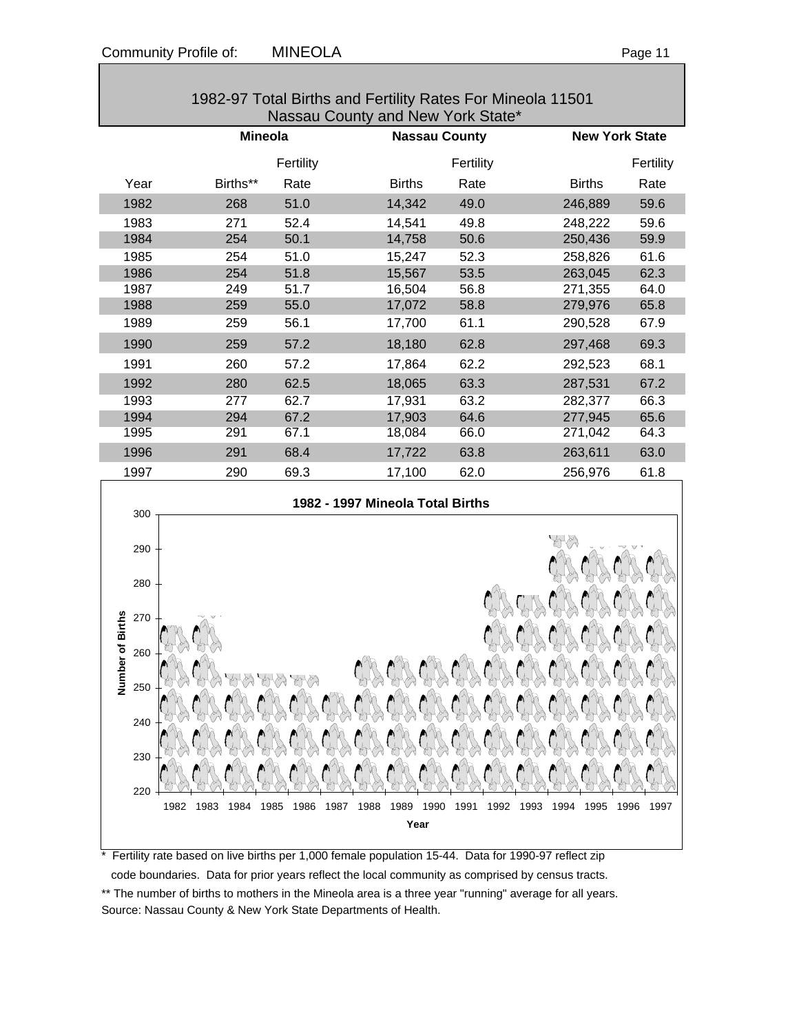## 1982-97 Total Births and Fertility Rates For Mineola 11501 Nassau County and New York State*

| | Mineola | | Nassau County | | New York State | |
|---|---|---|---|---|---|---|
| Year | Births** | Fertility Rate | Births | Fertility Rate | Births | Fertility Rate |
| 1982 | 268 | 51.0 | 14,342 | 49.0 | 246,889 | 59.6 |
| 1983 | 271 | 52.4 | 14,541 | 49.8 | 248,222 | 59.6 |
| 1984 | 254 | 50.1 | 14,758 | 50.6 | 250,436 | 59.9 |
| 1985 | 254 | 51.0 | 15,247 | 52.3 | 258,826 | 61.6 |
| 1986 | 254 | 51.8 | 15,567 | 53.5 | 263,045 | 62.3 |
| 1987 | 249 | 51.7 | 16,504 | 56.8 | 271,355 | 64.0 |
| 1988 | 259 | 55.0 | 17,072 | 58.8 | 279,976 | 65.8 |
| 1989 | 259 | 56.1 | 17,700 | 61.1 | 290,528 | 67.9 |
| 1990 | 259 | 57.2 | 18,180 | 62.8 | 297,468 | 69.3 |
| 1991 | 260 | 57.2 | 17,864 | 62.2 | 292,523 | 68.1 |
| 1992 | 280 | 62.5 | 18,065 | 63.3 | 287,531 | 67.2 |
| 1993 | 277 | 62.7 | 17,931 | 63.2 | 282,377 | 66.3 |
| 1994 | 294 | 67.2 | 17,903 | 64.6 | 277,945 | 65.6 |
| 1995 | 291 | 67.1 | 18,084 | 66.0 | 271,042 | 64.3 |
| 1996 | 291 | 68.4 | 17,722 | 63.8 | 263,611 | 63.0 |
| 1997 | 290 | 69.3 | 17,100 | 62.0 | 256,976 | 61.8 |

**1982 - 1997 Mineola Total Births**

* Fertility rate based on live births per 1,000 female population 15-44. Data for 1990-97 reflect zip code boundaries. Data for prior years reflect the local community as comprised by census tracts.

** The number of births to mothers in the Mineola area is a three year "running" average for all years.

Source: Nassau County & New York State Departments of Health.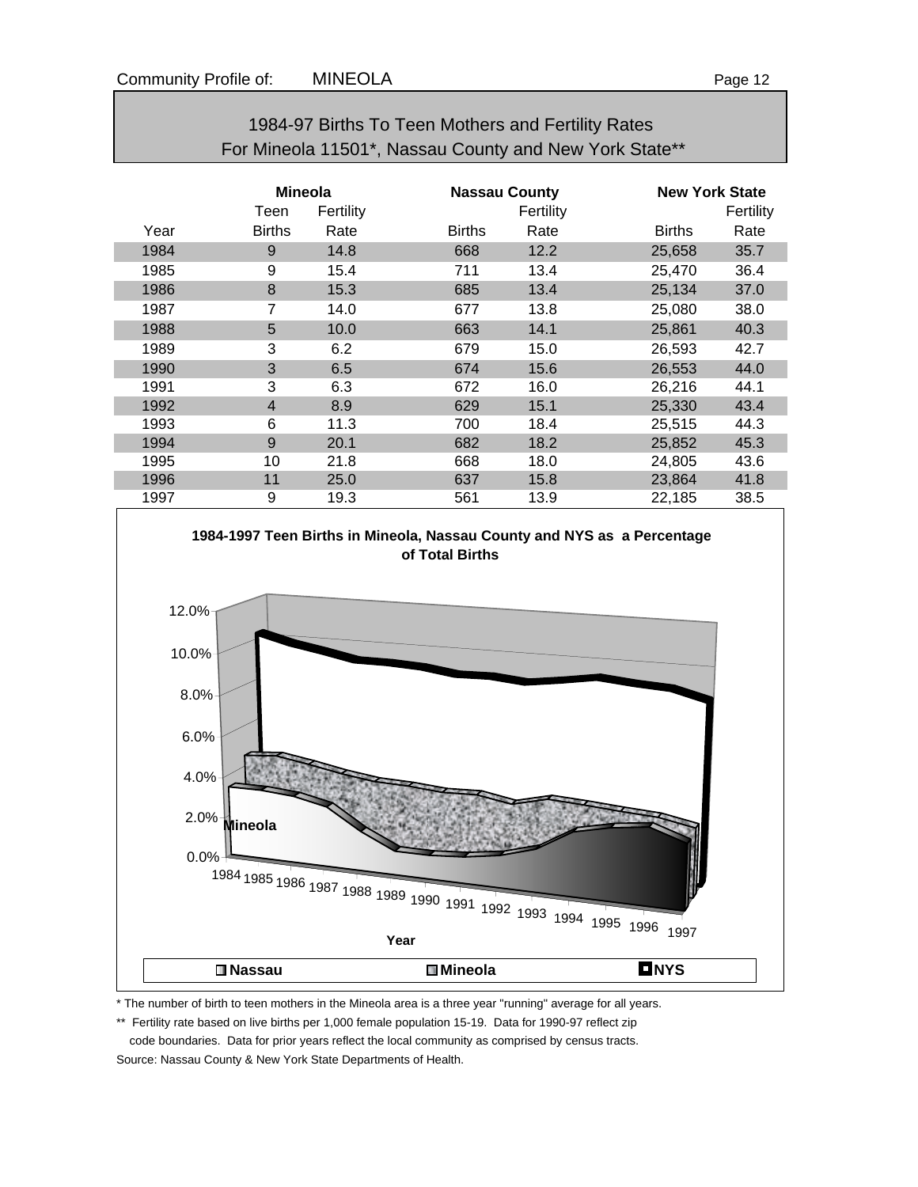## 1984-97 Births To Teen Mothers and Fertility Rates For Mineola 11501*, Nassau County and New York State**

| | Mineola | | Nassau County | | New York State | |
|---|---|---|---|---|---|---|
| Year | Teen Births | Fertility Rate | Births | Fertility Rate | Births | Fertility Rate |
| 1984 | 9 | 14.8 | 668 | 12.2 | 25,658 | 35.7 |
| 1985 | 9 | 15.4 | 711 | 13.4 | 25,470 | 36.4 |
| 1986 | 8 | 15.3 | 685 | 13.4 | 25,134 | 37.0 |
| 1987 | 7 | 14.0 | 677 | 13.8 | 25,080 | 38.0 |
| 1988 | 5 | 10.0 | 663 | 14.1 | 25,861 | 40.3 |
| 1989 | 3 | 6.2 | 679 | 15.0 | 26,593 | 42.7 |
| 1990 | 3 | 6.5 | 674 | 15.6 | 26,553 | 44.0 |
| 1991 | 3 | 6.3 | 672 | 16.0 | 26,216 | 44.1 |
| 1992 | 4 | 8.9 | 629 | 15.1 | 25,330 | 43.4 |
| 1993 | 6 | 11.3 | 700 | 18.4 | 25,515 | 44.3 |
| 1994 | 9 | 20.1 | 682 | 18.2 | 25,852 | 45.3 |
| 1995 | 10 | 21.8 | 668 | 18.0 | 24,805 | 43.6 |
| 1996 | 11 | 25.0 | 637 | 15.8 | 23,864 | 41.8 |
| 1997 | 9 | 19.3 | 561 | 13.9 | 22,185 | 38.5 |

**1984-1997 Teen Births in Mineola, Nassau County and NYS as a Percentage of Total Births**

\* The number of birth to teen mothers in the Mineola area is a three year "running" average for all years.

\*\* Fertility rate based on live births per 1,000 female population 15-19. Data for 1990-97 reflect zip code boundaries. Data for prior years reflect the local community as comprised by census tracts.

Source: Nassau County & New York State Departments of Health.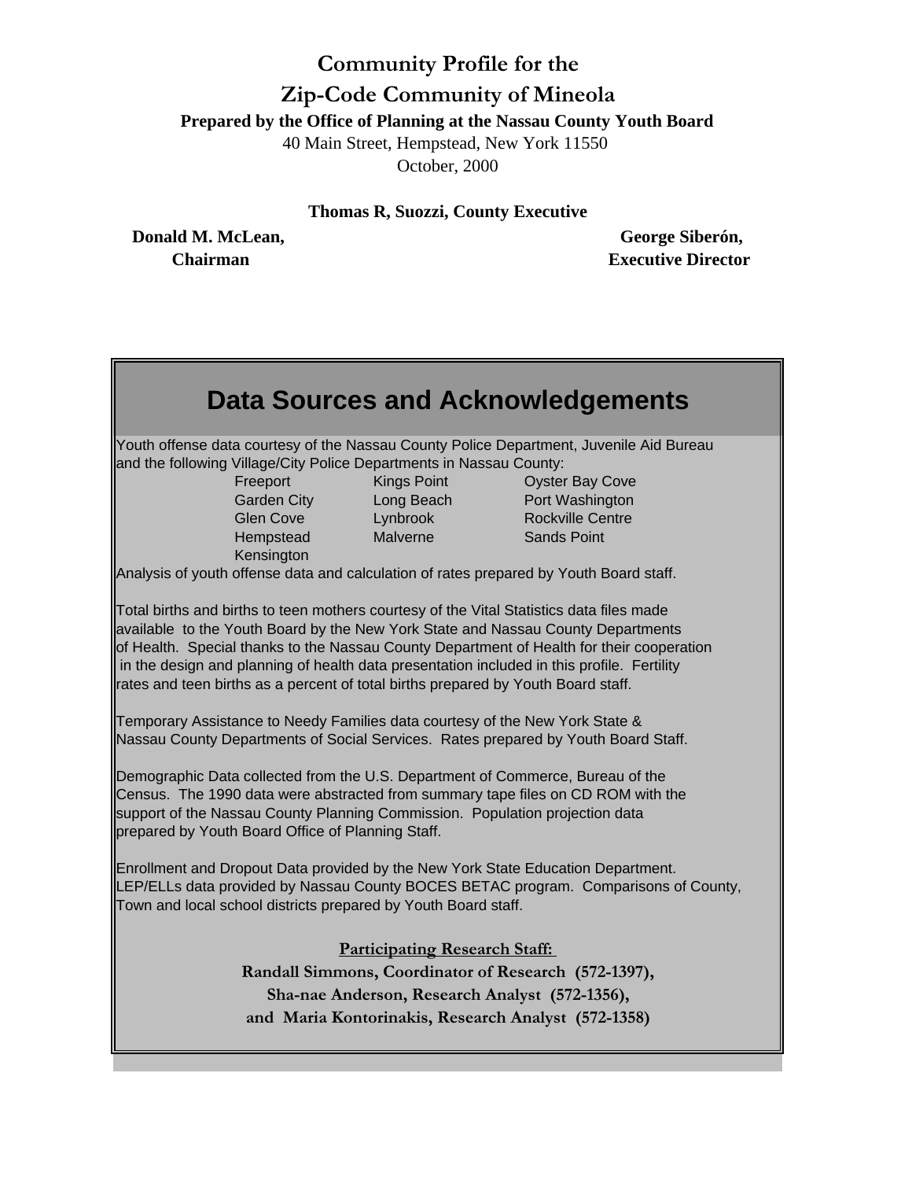# Community Profile for the

# Zip-Code Community of Mineola

**Prepared by the Office of Planning at the Nassau County Youth Board**

40 Main Street, Hempstead, New York 11550

October, 2000

**Thomas R, Suozzi, County Executive**

**Donald M. McLean, Chairman**

**George Siberón, Executive Director**

## Data Sources and Acknowledgements

Youth offense data courtesy of the Nassau County Police Department, Juvenile Aid Bureau and the following Village/City Police Departments in Nassau County:

| | | |
|---|---|---|
| Freeport | Kings Point | Oyster Bay Cove |
| Garden City | Long Beach | Port Washington |
| Glen Cove | Lynbrook | Rockville Centre |
| Hempstead | Malverne | Sands Point |
| Kensington | | |

Analysis of youth offense data and calculation of rates prepared by Youth Board staff.

Total births and births to teen mothers courtesy of the Vital Statistics data files made available to the Youth Board by the New York State and Nassau County Departments of Health. Special thanks to the Nassau County Department of Health for their cooperation in the design and planning of health data presentation included in this profile. Fertility rates and teen births as a percent of total births prepared by Youth Board staff.

Temporary Assistance to Needy Families data courtesy of the New York State & Nassau County Departments of Social Services. Rates prepared by Youth Board Staff.

Demographic Data collected from the U.S. Department of Commerce, Bureau of the Census. The 1990 data were abstracted from summary tape files on CD ROM with the support of the Nassau County Planning Commission. Population projection data prepared by Youth Board Office of Planning Staff.

Enrollment and Dropout Data provided by the New York State Education Department. LEP/ELLs data provided by Nassau County BOCES BETAC program. Comparisons of County, Town and local school districts prepared by Youth Board staff.

**Participating Research Staff:**

**Randall Simmons, Coordinator of Research (572-1397),**

**Sha-nae Anderson, Research Analyst (572-1356),**

**and Maria Kontorinakis, Research Analyst (572-1358)**